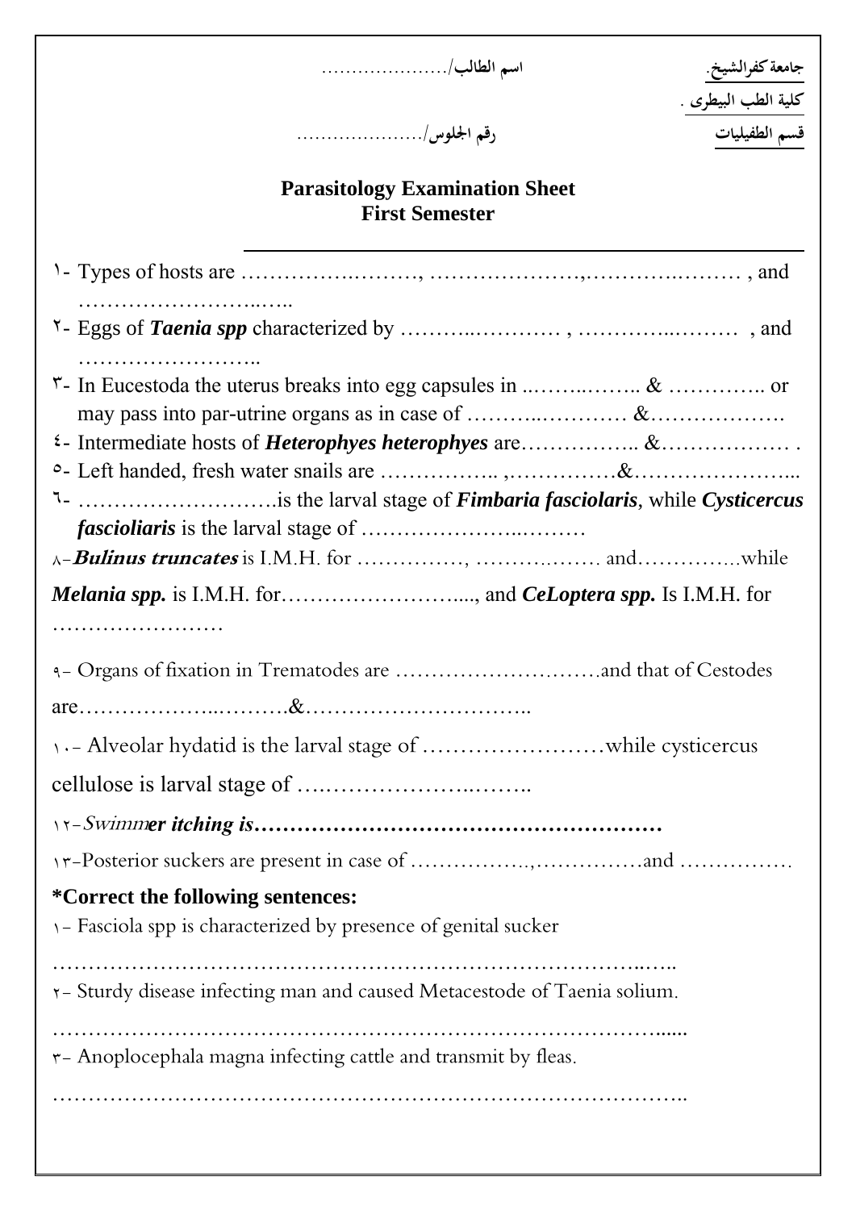جامعة كفرالشيخ.　　　　　　　　　　　　　　اسم الطالب/..................

كلية الطب البيطرى .

قسم الطفيليات　　　　　　　　　　　　　　رقم الجلوس/..................

## Parasitology Examination Sheet
## First Semester

---

١- Types of hosts are ……………………, …………………,…………………. , and ………………………

٢- Eggs of ***Taenia spp*** characterized by …………………… , ………………… , and ……………………..

٣- In Eucestoda the uterus breaks into egg capsules in ..…………….. & ………….. or may pass into par-utrine organs as in case of …………………… &……………….

٤- Intermediate hosts of ***Heterophyes heterophyes*** are…………….. &……………… .

٥- Left handed, fresh water snails are …………….. ,……………&…………………...

٦- ………………………is the larval stage of ***Fimbaria fasciolaris***, while ***Cysticercus fascioliaris*** is the larval stage of …………………………

٨-***Bulinus truncates*** is I.M.H. for ……………, …………… and…………..while ***Melania spp.*** is I.M.H. for……………………...., and ***CeLoptera spp.*** Is I.M.H. for ……………………

٩- Organs of fixation in Trematodes are ……………………….and that of Cestodes are……………………….&…………………………..

١٠- Alveolar hydatid is the larval stage of ……………………while cysticercus cellulose is larval stage of ……………………………

١٢-*Swimm**er itching is*****……………………………………………….**

١٣-Posterior suckers are present in case of ……………..,……………and ……………

**\*Correct the following sentences:**

١- Fasciola spp is characterized by presence of genital sucker

…………………………………………………………………………………

٢- Sturdy disease infecting man and caused Metacestode of Taenia solium.

…………………………………………………………………………………

٣- Anoplocephala magna infecting cattle and transmit by fleas.

…………………………………………………………………………………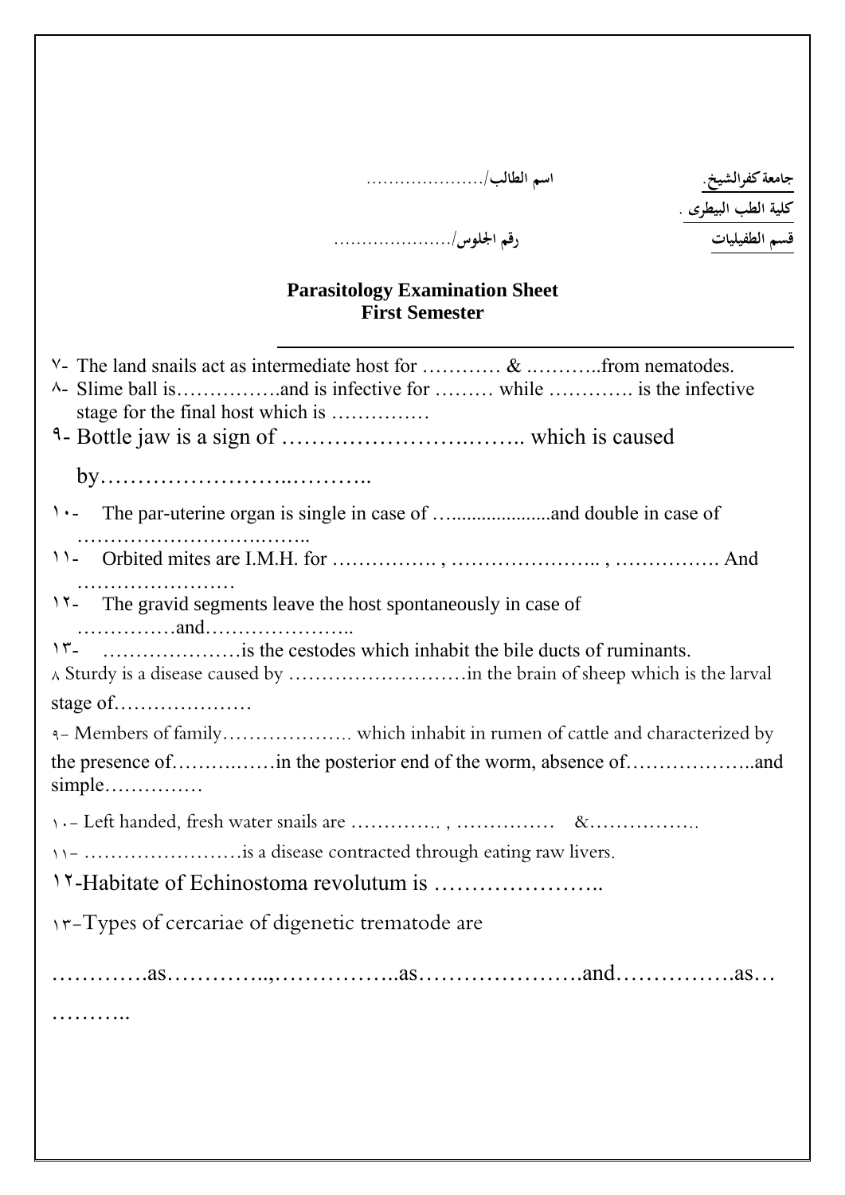جامعة كفرالشيخ. اسم الطالب/....................

كلية الطب البيطرى .

قسم الطفيليات رقم الجلوس/....................

**Parasitology Examination Sheet**
**First Semester**

---

٧- The land snails act as intermediate host for ………… & .………..from nematodes.

٨- Slime ball is…………….and is infective for ……… while …………. is the infective stage for the final host which is ……………

٩- Bottle jaw is a sign of ……………………….…….. which is caused by……………………..………..

١٠- The par-uterine organ is single in case of …....................and double in case of …………………………..……..

١١- Orbited mites are I.M.H. for ……………. , ………………….. , ……………. And ……………………

١٢- The gravid segments leave the host spontaneously in case of ……………and…………………..

١٣- …………………is the cestodes which inhabit the bile ducts of ruminants.

٨ Sturdy is a disease caused by ………………………in the brain of sheep which is the larval stage of…………………

٩- Members of family………………… which inhabit in rumen of cattle and characterized by the presence of………..……in the posterior end of the worm, absence of………………..and simple……………

١٠- Left handed, fresh water snails are …………. , …………… &…………….

١١- ……………………is a disease contracted through eating raw livers.

١٢-Habitate of Echinostoma revolutum is …………………..

١٣-Types of cercariae of digenetic trematode are

………….as…………..,……………..as………………….and…………….as… ………..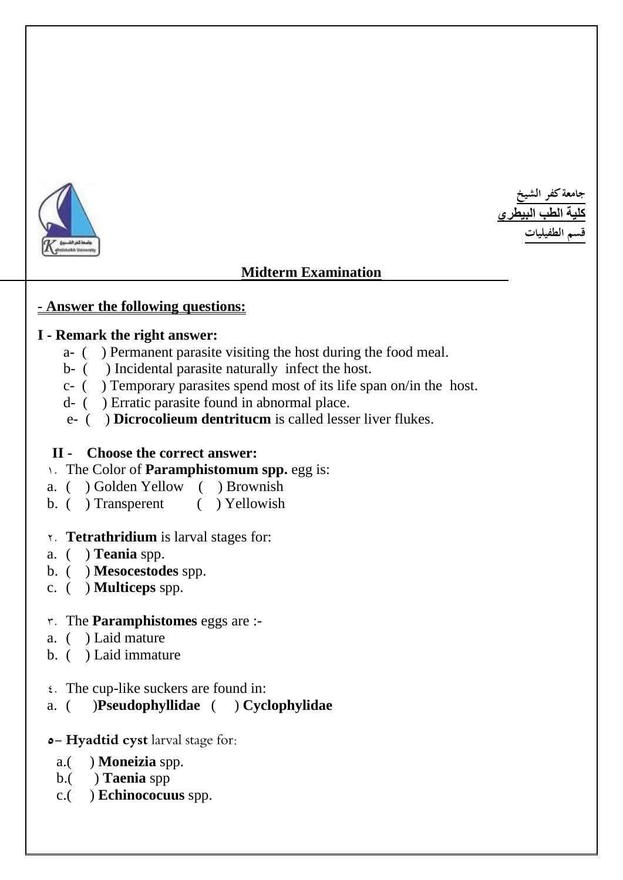جامعة كفر الشيخ
كلية الطب البيطري
قسم الطفيليات

## Midterm Examination

**- Answer the following questions:**

**I - Remark the right answer:**

a- (  ) Permanent parasite visiting the host during the food meal.
b- (  ) Incidental parasite naturally infect the host.
c- (  ) Temporary parasites spend most of its life span on/in the host.
d- (  ) Erratic parasite found in abnormal place.
e- (  ) **Dicrocolieum dentritucm** is called lesser liver flukes.

**II - Choose the correct answer:**

١. The Color of **Paramphistomum spp.** egg is:
a. (  ) Golden Yellow  (  ) Brownish
b. (  ) Transperent  (  ) Yellowish

٢. **Tetrathridium** is larval stages for:
a. (  ) **Teania** spp.
b. (  ) **Mesocestodes** spp.
c. (  ) **Multiceps** spp.

٣. The **Paramphistomes** eggs are :-
a. (  ) Laid mature
b. (  ) Laid immature

٤. The cup-like suckers are found in:
a. (  )**Pseudophyllidae**  (  ) **Cyclophylidae**

**٥– Hyadtid cyst** larval stage for:
a.(  ) **Moneizia** spp.
b.(  ) **Taenia** spp
c.(  ) **Echinococuus** spp.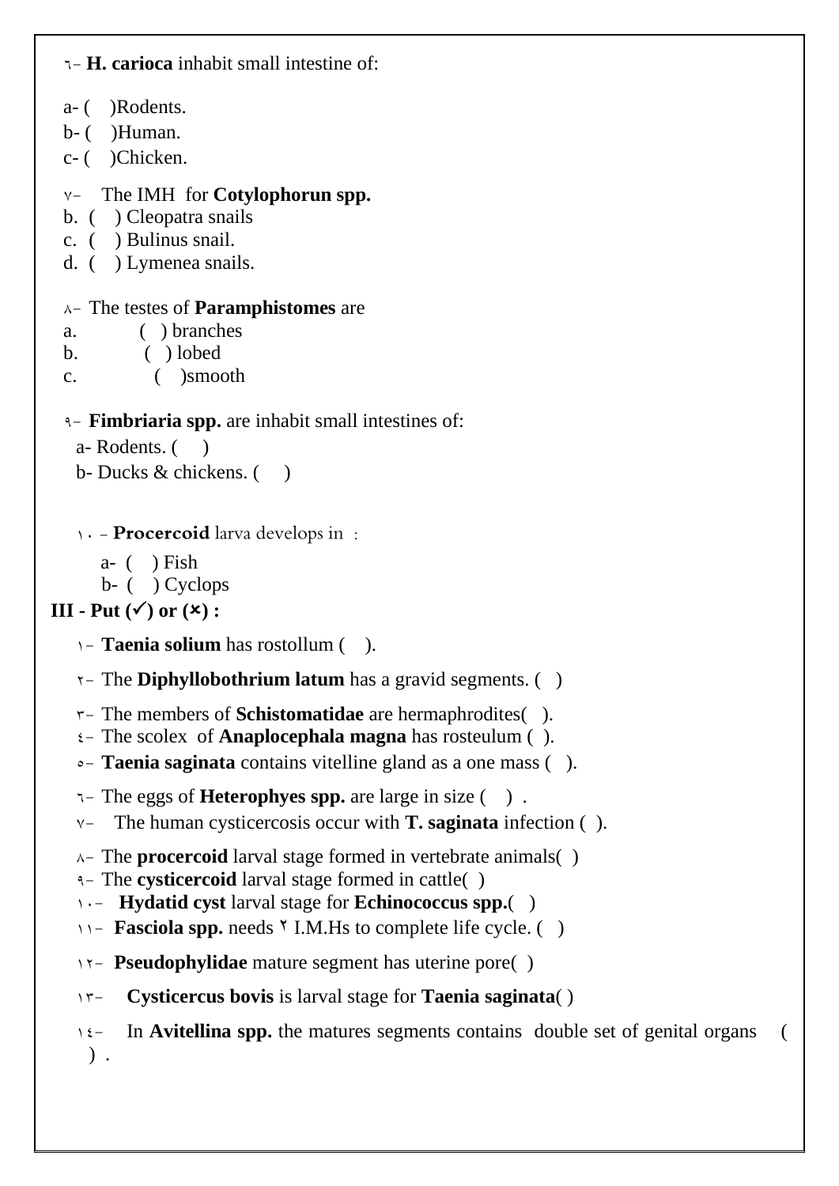٦- **H. carioca** inhabit small intestine of:

a- ( )Rodents.
b- ( )Human.
c- ( )Chicken.

٧- The IMH for **Cotylophorun spp.**
b. ( ) Cleopatra snails
c. ( ) Bulinus snail.
d. ( ) Lymenea snails.

٨- The testes of **Paramphistomes** are
a. ( ) branches
b. ( ) lobed
c. ( )smooth

٩- **Fimbriaria spp.** are inhabit small intestines of:
a- Rodents. ( )
b- Ducks & chickens. ( )

١٠ - **Procercoid** larva develops in :
a- ( ) Fish
b- ( ) Cyclops

**III - Put (✓) or (✗) :**

١- **Taenia solium** has rostollum ( ).

٢- The **Diphyllobothrium latum** has a gravid segments. ( )

٣- The members of **Schistomatidae** are hermaphrodites( ).

٤- The scolex of **Anaplocephala magna** has rosteulum ( ).

٥- **Taenia saginata** contains vitelline gland as a one mass ( ).

٦- The eggs of **Heterophyes spp.** are large in size ( ) .

٧- The human cysticercosis occur with **T. saginata** infection ( ).

٨- The **procercoid** larval stage formed in vertebrate animals( )

٩- The **cysticercoid** larval stage formed in cattle( )

١٠- **Hydatid cyst** larval stage for **Echinococcus spp.**( )

١١- **Fasciola spp.** needs ٢ I.M.Hs to complete life cycle. ( )

١٢- **Pseudophylidae** mature segment has uterine pore( )

١٣- **Cysticercus bovis** is larval stage for **Taenia saginata**( )

١٤- In **Avitellina spp.** the matures segments contains double set of genital organs ( ) .